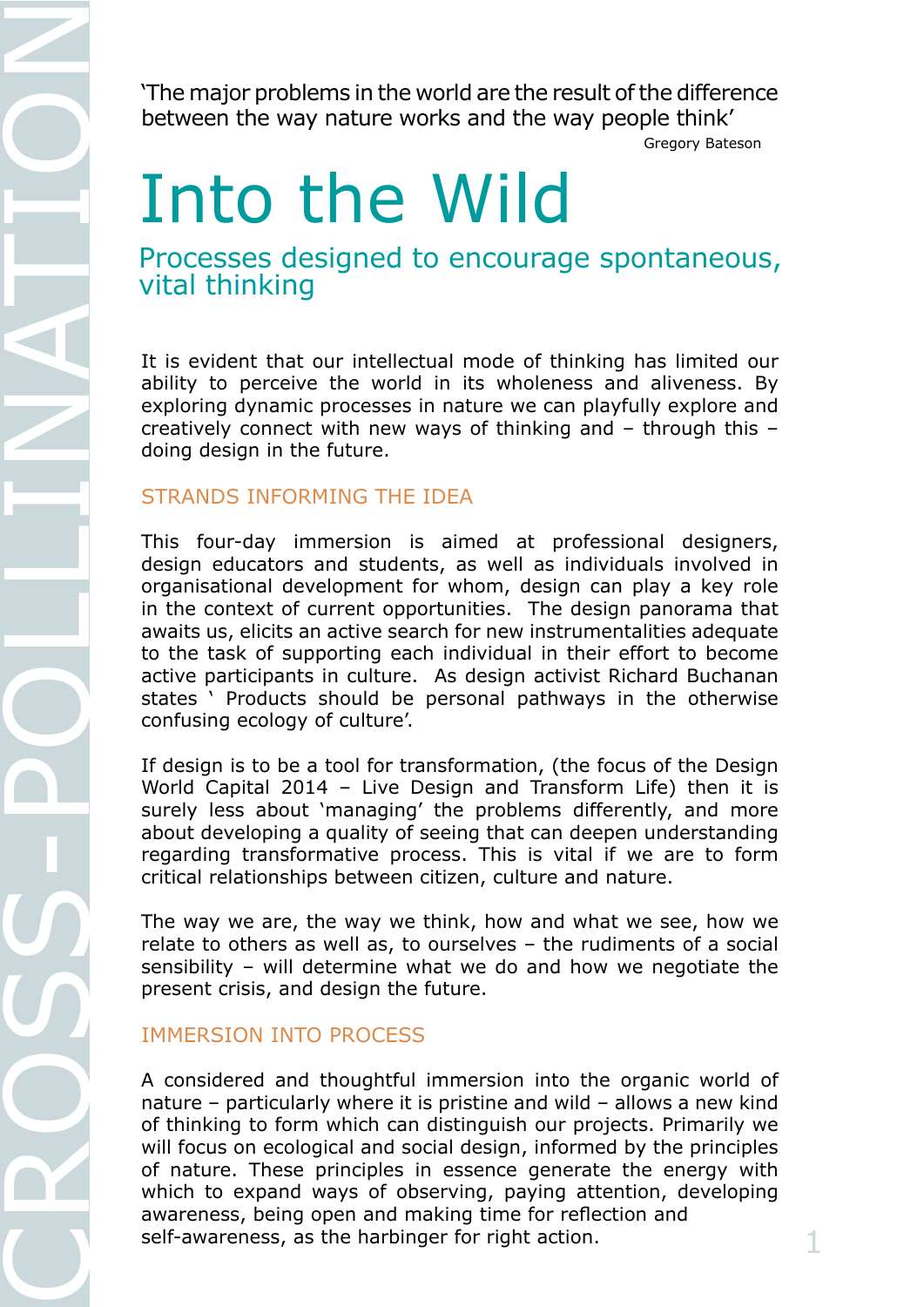'The major problems in the world are the result of the difference between the way nature works and the way people think'

Gregory Bateson

# Into the Wild

## Processes designed to encourage spontaneous, vital thinking

It is evident that our intellectual mode of thinking has limited our ability to perceive the world in its wholeness and aliveness. By exploring dynamic processes in nature we can playfully explore and creatively connect with new ways of thinking and – through this – doing design in the future.

### STRANDS INFORMING THE IDEA

This four-day immersion is aimed at professional designers, design educators and students, as well as individuals involved in organisational development for whom, design can play a key role in the context of current opportunities. The design panorama that awaits us, elicits an active search for new instrumentalities adequate to the task of supporting each individual in their effort to become active participants in culture. As design activist Richard Buchanan states ' Products should be personal pathways in the otherwise confusing ecology of culture'.

If design is to be a tool for transformation, (the focus of the Design World Capital 2014 – Live Design and Transform Life) then it is surely less about 'managing' the problems differently, and more about developing a quality of seeing that can deepen understanding regarding transformative process. This is vital if we are to form critical relationships between citizen, culture and nature.

The way we are, the way we think, how and what we see, how we relate to others as well as, to ourselves – the rudiments of a social sensibility – will determine what we do and how we negotiate the present crisis, and design the future.

### IMMERSION INTO PROCESS

A considered and thoughtful immersion into the organic world of nature – particularly where it is pristine and wild – allows a new kind of thinking to form which can distinguish our projects. Primarily we will focus on ecological and social design, informed by the principles of nature. These principles in essence generate the energy with which to expand ways of observing, paying attention, developing awareness, being open and making time for reflection and self-awareness, as the harbinger for right action.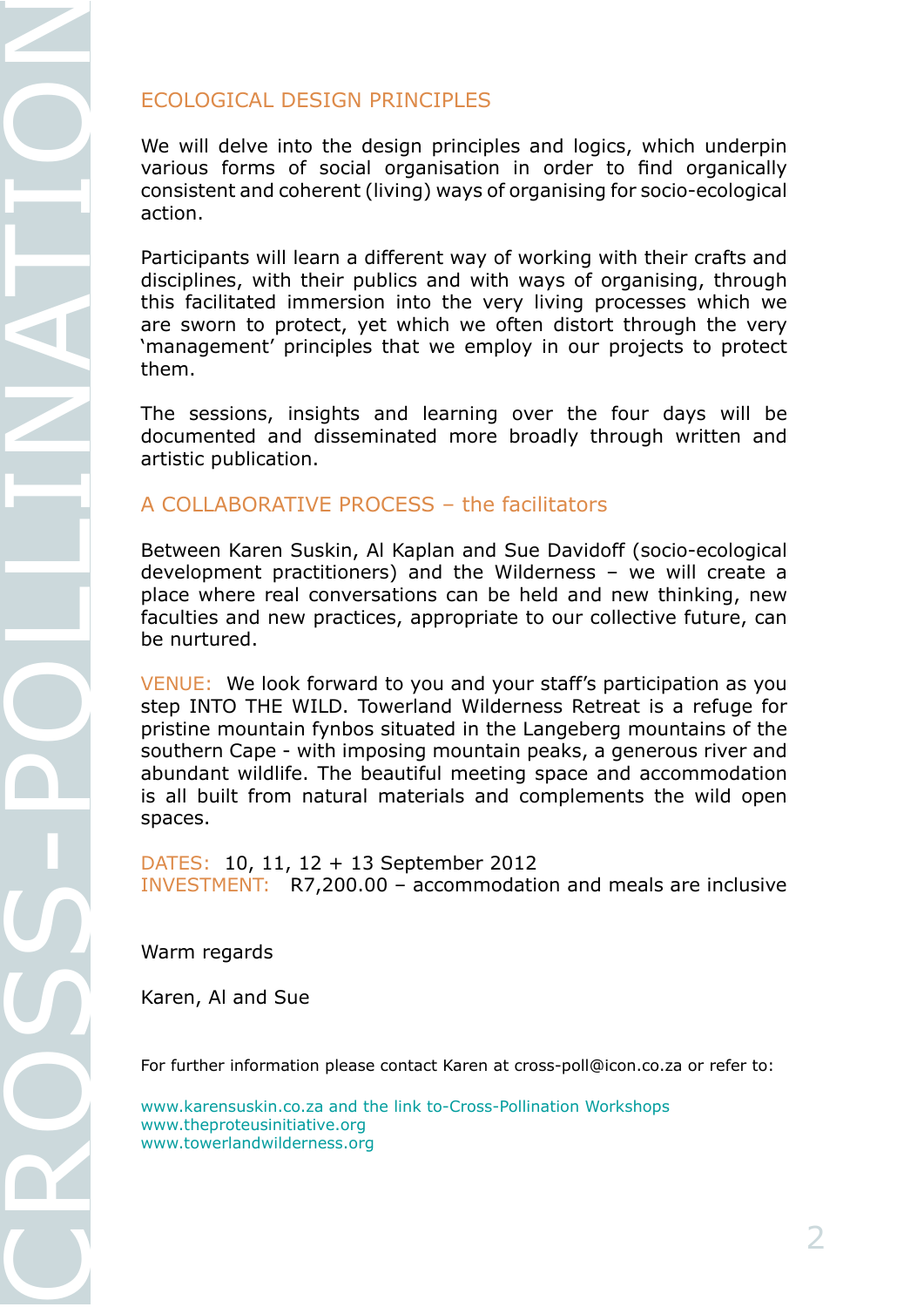## ECOLOGICAL DESIGN PRINCIPLES

We will delve into the design principles and logics, which underpin various forms of social organisation in order to find organically consistent and coherent (living) ways of organising for socio-ecological action.

Participants will learn a different way of working with their crafts and disciplines, with their publics and with ways of organising, through this facilitated immersion into the very living processes which we are sworn to protect, yet which we often distort through the very 'management' principles that we employ in our projects to protect them.

The sessions, insights and learning over the four days will be documented and disseminated more broadly through written and artistic publication.

## A COLLABORATIVE PROCESS – the facilitators

Between Karen Suskin, Al Kaplan and Sue Davidoff (socio-ecological development practitioners) and the Wilderness – we will create a place where real conversations can be held and new thinking, new faculties and new practices, appropriate to our collective future, can be nurtured.

VENUE: We look forward to you and your staff's participation as you step INTO THE WILD. Towerland Wilderness Retreat is a refuge for pristine mountain fynbos situated in the Langeberg mountains of the southern Cape - with imposing mountain peaks, a generous river and abundant wildlife. The beautiful meeting space and accommodation is all built from natural materials and complements the wild open spaces.

DATES: 10, 11, 12 + 13 September 2012
INVESTMENT: R7,200.00 – accommodation and meals are inclusive

Warm regards

Karen, Al and Sue

For further information please contact Karen at cross-poll@icon.co.za or refer to:

www.karensuskin.co.za and the link to-Cross-Pollination Workshops
www.theproteusinitiative.org
www.towerlandwilderness.org